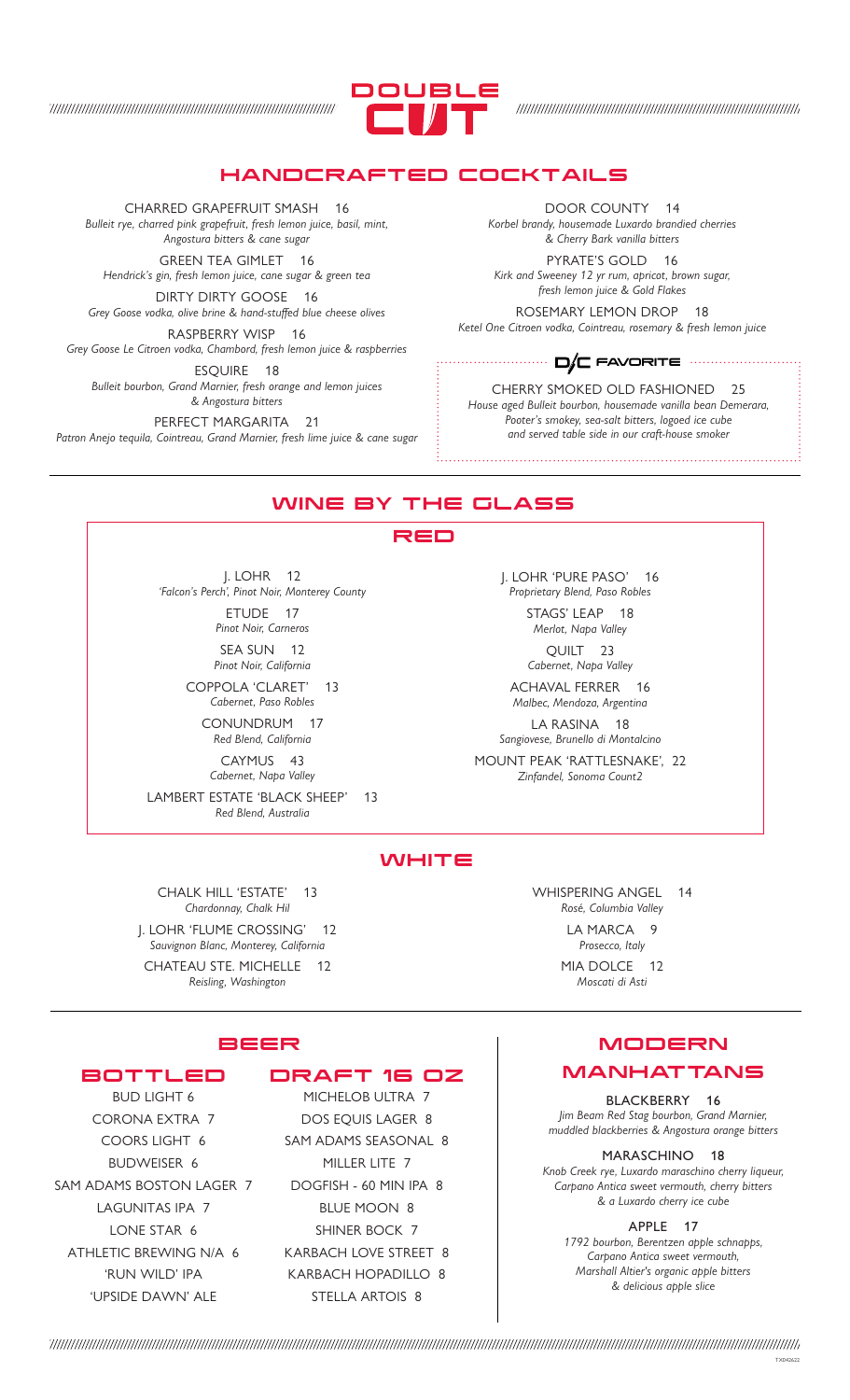# DOUBLE CUT

## HANDCRAFTED COCKTAILS

CHARRED GRAPEFRUIT SMASH 16
*Bulleit rye, charred pink grapefruit, fresh lemon juice, basil, mint, Angostura bitters & cane sugar*

GREEN TEA GIMLET 16
*Hendrick's gin, fresh lemon juice, cane sugar & green tea*

DIRTY DIRTY GOOSE 16
*Grey Goose vodka, olive brine & hand-stuffed blue cheese olives*

RASPBERRY WISP 16
*Grey Goose Le Citroen vodka, Chambord, fresh lemon juice & raspberries*

ESQUIRE 18
*Bulleit bourbon, Grand Marnier, fresh orange and lemon juices & Angostura bitters*

PERFECT MARGARITA 21
*Patron Anejo tequila, Cointreau, Grand Marnier, fresh lime juice & cane sugar*

DOOR COUNTY 14
*Korbel brandy, housemade Luxardo brandied cherries & Cherry Bark vanilla bitters*

PYRATE'S GOLD 16
*Kirk and Sweeney 12 yr rum, apricot, brown sugar, fresh lemon juice & Gold Flakes*

ROSEMARY LEMON DROP 18
*Ketel One Citroen vodka, Cointreau, rosemary & fresh lemon juice*

### D/C FAVORITE

CHERRY SMOKED OLD FASHIONED 25
*House aged Bulleit bourbon, housemade vanilla bean Demerara, Pooter's smokey, sea-salt bitters, logoed ice cube and served table side in our craft-house smoker*

## WINE BY THE GLASS

### RED

J. LOHR 12
*'Falcon's Perch', Pinot Noir, Monterey County*

ETUDE 17
*Pinot Noir, Carneros*

SEA SUN 12
*Pinot Noir, California*

COPPOLA 'CLARET' 13
*Cabernet, Paso Robles*

CONUNDRUM 17
*Red Blend, California*

CAYMUS 43
*Cabernet, Napa Valley*

LAMBERT ESTATE 'BLACK SHEEP' 13
*Red Blend, Australia*

J. LOHR 'PURE PASO' 16
*Proprietary Blend, Paso Robles*

STAGS' LEAP 18
*Merlot, Napa Valley*

QUILT 23
*Cabernet, Napa Valley*

ACHAVAL FERRER 16
*Malbec, Mendoza, Argentina*

LA RASINA 18
*Sangiovese, Brunello di Montalcino*

MOUNT PEAK 'RATTLESNAKE', 22
*Zinfandel, Sonoma Count2*

### WHITE

CHALK HILL 'ESTATE' 13
*Chardonnay, Chalk Hil*

J. LOHR 'FLUME CROSSING' 12
*Sauvignon Blanc, Monterey, California*

CHATEAU STE. MICHELLE 12
*Reisling, Washington*

WHISPERING ANGEL 14
*Rosé, Columbia Valley*

LA MARCA 9
*Prosecco, Italy*

MIA DOLCE 12
*Moscati di Asti*

## BEER

### BOTTLED

BUD LIGHT 6
CORONA EXTRA 7
COORS LIGHT 6
BUDWEISER 6
SAM ADAMS BOSTON LAGER 7
LAGUNITAS IPA 7
LONE STAR 6
ATHLETIC BREWING N/A 6
'RUN WILD' IPA
'UPSIDE DAWN' ALE

### DRAFT 16 OZ

MICHELOB ULTRA 7
DOS EQUIS LAGER 8
SAM ADAMS SEASONAL 8
MILLER LITE 7
DOGFISH - 60 MIN IPA 8
BLUE MOON 8
SHINER BOCK 7
KARBACH LOVE STREET 8
KARBACH HOPADILLO 8
STELLA ARTOIS 8

## MODERN MANHATTANS

**BLACKBERRY 16**
*Jim Beam Red Stag bourbon, Grand Marnier, muddled blackberries & Angostura orange bitters*

**MARASCHINO 18**
*Knob Creek rye, Luxardo maraschino cherry liqueur, Carpano Antica sweet vermouth, cherry bitters & a Luxardo cherry ice cube*

**APPLE 17**
*1792 bourbon, Berentzen apple schnapps, Carpano Antica sweet vermouth, Marshall Altier's organic apple bitters & delicious apple slice*

TX042622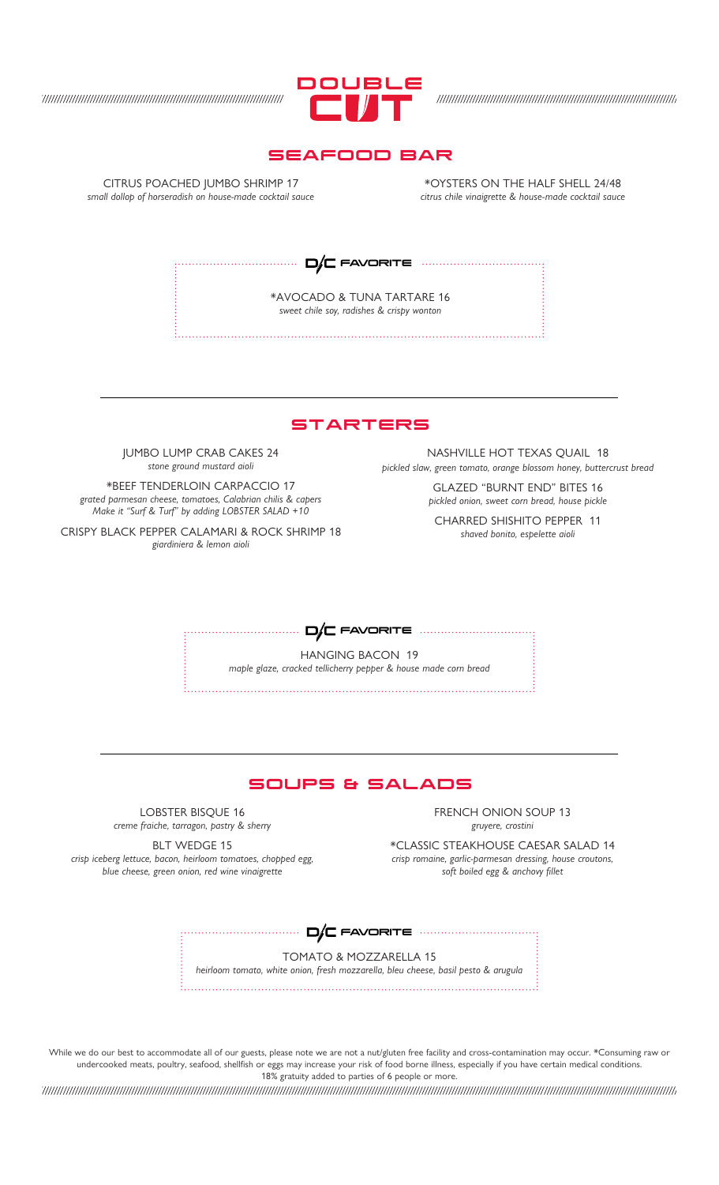# DOUBLE CUT

## SEAFOOD BAR

CITRUS POACHED JUMBO SHRIMP 17
*small dollop of horseradish on house-made cocktail sauce*

*OYSTERS ON THE HALF SHELL 24/48
*citrus chile vinaigrette & house-made cocktail sauce*

### D/C FAVORITE

*AVOCADO & TUNA TARTARE 16
*sweet chile soy, radishes & crispy wonton*

## STARTERS

JUMBO LUMP CRAB CAKES 24
*stone ground mustard aioli*

*BEEF TENDERLOIN CARPACCIO 17
*grated parmesan cheese, tomatoes, Calabrian chilis & capers*
*Make it "Surf & Turf" by adding LOBSTER SALAD +10*

CRISPY BLACK PEPPER CALAMARI & ROCK SHRIMP 18
*giardiniera & lemon aioli*

NASHVILLE HOT TEXAS QUAIL 18
*pickled slaw, green tomato, orange blossom honey, buttercrust bread*

GLAZED "BURNT END" BITES 16
*pickled onion, sweet corn bread, house pickle*

CHARRED SHISHITO PEPPER 11
*shaved bonito, espelette aioli*

### D/C FAVORITE

HANGING BACON 19
*maple glaze, cracked tellicherry pepper & house made corn bread*

## SOUPS & SALADS

LOBSTER BISQUE 16
*creme fraiche, tarragon, pastry & sherry*

BLT WEDGE 15
*crisp iceberg lettuce, bacon, heirloom tomatoes, chopped egg, blue cheese, green onion, red wine vinaigrette*

FRENCH ONION SOUP 13
*gruyere, crostini*

*CLASSIC STEAKHOUSE CAESAR SALAD 14
*crisp romaine, garlic-parmesan dressing, house croutons, soft boiled egg & anchovy fillet*

### D/C FAVORITE

TOMATO & MOZZARELLA 15
*heirloom tomato, white onion, fresh mozzarella, bleu cheese, basil pesto & arugula*

While we do our best to accommodate all of our guests, please note we are not a nut/gluten free facility and cross-contamination may occur. *Consuming raw or undercooked meats, poultry, seafood, shellfish or eggs may increase your risk of food borne illness, especially if you have certain medical conditions.
18% gratuity added to parties of 6 people or more.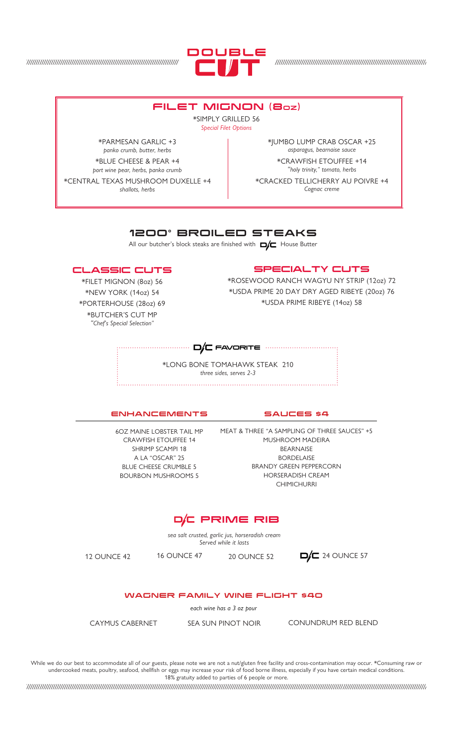# DOUBLE CUT

## FILET MIGNON (8oz)

*SIMPLY GRILLED 56

*Special Filet Options*

*PARMESAN GARLIC +3
*panko crumb, butter, herbs*

*BLUE CHEESE & PEAR +4
*port wine pear, herbs, panko crumb*

*CENTRAL TEXAS MUSHROOM DUXELLE +4
*shallots, herbs*

*JUMBO LUMP CRAB OSCAR +25
*asparagus, bearnaise sauce*

*CRAWFISH ETOUFFEE +14
*"holy trinity," tomato, herbs*

*CRACKED TELLICHERRY AU POIVRE +4
*Cognac creme*

## 1200° BROILED STEAKS

All our butcher's block steaks are finished with D/C House Butter

### CLASSIC CUTS

*FILET MIGNON (8oz) 56
*NEW YORK (14oz) 54
*PORTERHOUSE (28oz) 69
*BUTCHER'S CUT MP
*"Chef's Special Selection"*

### SPECIALTY CUTS

*ROSEWOOD RANCH WAGYU NY STRIP (12oz) 72
*USDA PRIME 20 DAY DRY AGED RIBEYE (20oz) 76
*USDA PRIME RIBEYE (14oz) 58

### D/C FAVORITE

*LONG BONE TOMAHAWK STEAK 210
*three sides, serves 2-3*

### ENHANCEMENTS

6OZ MAINE LOBSTER TAIL MP
CRAWFISH ETOUFFEE 14
SHRIMP SCAMPI 18
A LA "OSCAR" 25
BLUE CHEESE CRUMBLE 5
BOURBON MUSHROOMS 5

### SAUCES $4

MEAT & THREE "A SAMPLING OF THREE SAUCES" +5
MUSHROOM MADEIRA
BEARNAISE
BORDELAISE
BRANDY GREEN PEPPERCORN
HORSERADISH CREAM
CHIMICHURRI

## D/C PRIME RIB

*sea salt crusted, garlic jus, horseradish cream*
*Served while it lasts*

12 OUNCE 42 | 16 OUNCE 47 | 20 OUNCE 52 | D/C 24 OUNCE 57

### WAGNER FAMILY WINE FLIGHT $40

*each wine has a 3 oz pour*

CAYMUS CABERNET | SEA SUN PINOT NOIR | CONUNDRUM RED BLEND

While we do our best to accommodate all of our guests, please note we are not a nut/gluten free facility and cross-contamination may occur. *Consuming raw or undercooked meats, poultry, seafood, shellfish or eggs may increase your risk of food borne illness, especially if you have certain medical conditions. 18% gratuity added to parties of 6 people or more.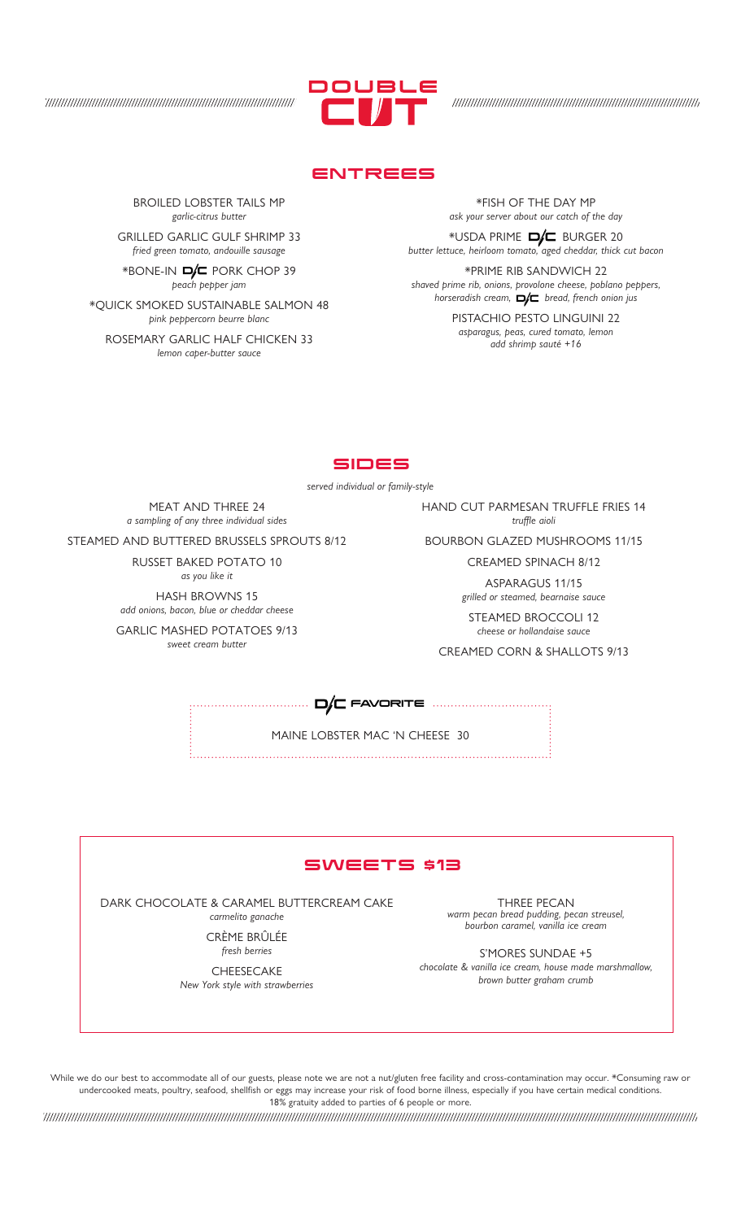# DOUBLE CUT

## ENTREES

BROILED LOBSTER TAILS MP
*garlic-citrus butter*

GRILLED GARLIC GULF SHRIMP 33
*fried green tomato, andouille sausage*

*BONE-IN D/C PORK CHOP 39
*peach pepper jam*

*QUICK SMOKED SUSTAINABLE SALMON 48
*pink peppercorn beurre blanc*

ROSEMARY GARLIC HALF CHICKEN 33
*lemon caper-butter sauce*

*FISH OF THE DAY MP
*ask your server about our catch of the day*

*USDA PRIME D/C BURGER 20
*butter lettuce, heirloom tomato, aged cheddar, thick cut bacon*

*PRIME RIB SANDWICH 22
*shaved prime rib, onions, provolone cheese, poblano peppers, horseradish cream, D/C bread, french onion jus*

PISTACHIO PESTO LINGUINI 22
*asparagus, peas, cured tomato, lemon*
*add shrimp sauté +16*

## SIDES

*served individual or family-style*

MEAT AND THREE 24
*a sampling of any three individual sides*

STEAMED AND BUTTERED BRUSSELS SPROUTS 8/12

RUSSET BAKED POTATO 10
*as you like it*

HASH BROWNS 15
*add onions, bacon, blue or cheddar cheese*

GARLIC MASHED POTATOES 9/13
*sweet cream butter*

HAND CUT PARMESAN TRUFFLE FRIES 14
*truffle aioli*

BOURBON GLAZED MUSHROOMS 11/15

CREAMED SPINACH 8/12

ASPARAGUS 11/15
*grilled or steamed, bearnaise sauce*

STEAMED BROCCOLI 12
*cheese or hollandaise sauce*

CREAMED CORN & SHALLOTS 9/13

### D/C FAVORITE

MAINE LOBSTER MAC 'N CHEESE 30

## SWEETS $13

DARK CHOCOLATE & CARAMEL BUTTERCREAM CAKE
*carmelito ganache*

CRÈME BRÛLÉE
*fresh berries*

CHEESECAKE
*New York style with strawberries*

THREE PECAN
*warm pecan bread pudding, pecan streusel, bourbon caramel, vanilla ice cream*

S'MORES SUNDAE +5
*chocolate & vanilla ice cream, house made marshmallow, brown butter graham crumb*

While we do our best to accommodate all of our guests, please note we are not a nut/gluten free facility and cross-contamination may occur. *Consuming raw or undercooked meats, poultry, seafood, shellfish or eggs may increase your risk of food borne illness, especially if you have certain medical conditions. 18% gratuity added to parties of 6 people or more.